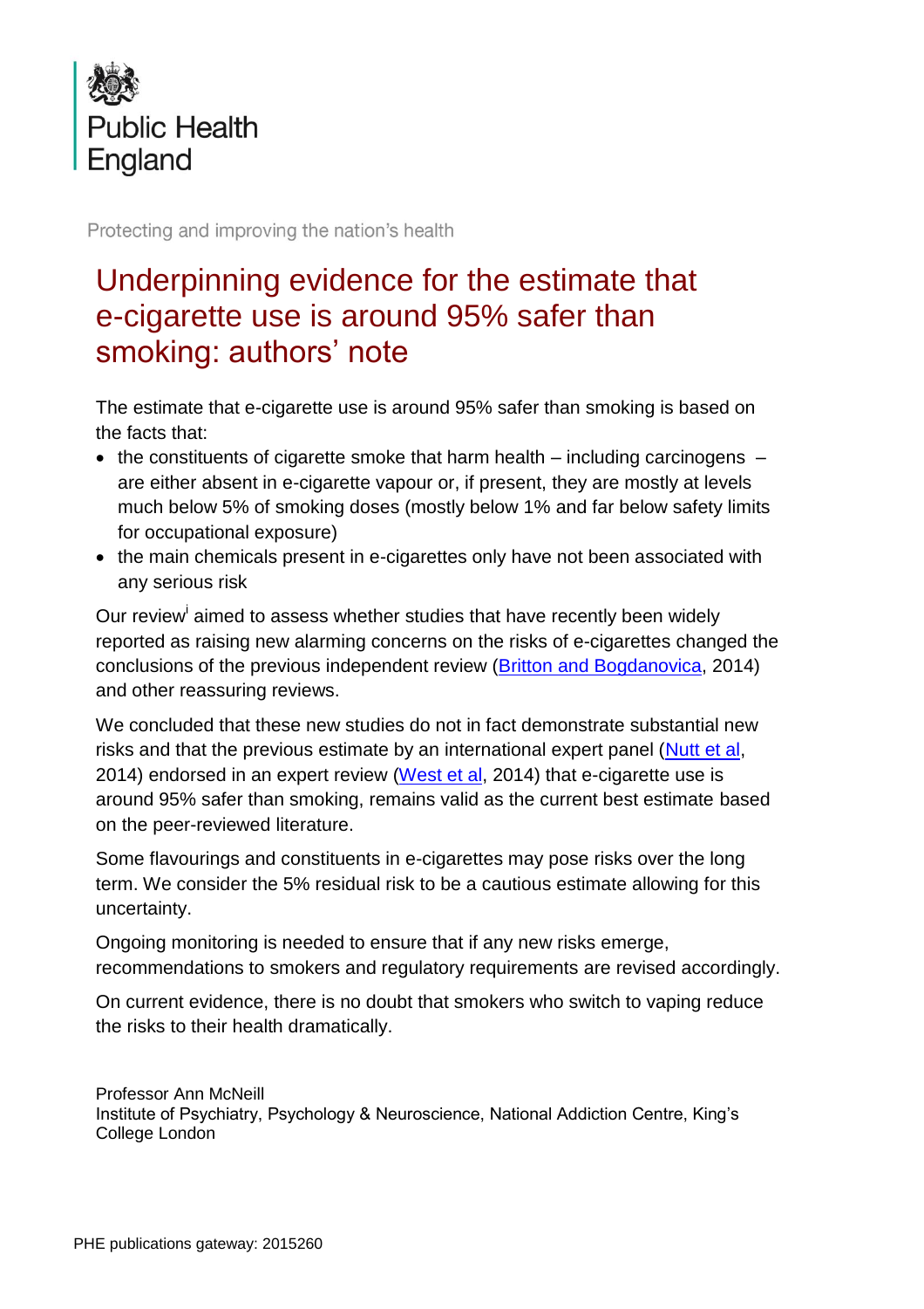Public Health England

Protecting and improving the nation's health

# Underpinning evidence for the estimate that e-cigarette use is around 95% safer than smoking: authors' note

The estimate that e-cigarette use is around 95% safer than smoking is based on the facts that:

- the constituents of cigarette smoke that harm health – including carcinogens – are either absent in e-cigarette vapour or, if present, they are mostly at levels much below 5% of smoking doses (mostly below 1% and far below safety limits for occupational exposure)
- the main chemicals present in e-cigarettes only have not been associated with any serious risk

Our review[i] aimed to assess whether studies that have recently been widely reported as raising new alarming concerns on the risks of e-cigarettes changed the conclusions of the previous independent review (Britton and Bogdanovica, 2014) and other reassuring reviews.

We concluded that these new studies do not in fact demonstrate substantial new risks and that the previous estimate by an international expert panel (Nutt et al, 2014) endorsed in an expert review (West et al, 2014) that e-cigarette use is around 95% safer than smoking, remains valid as the current best estimate based on the peer-reviewed literature.

Some flavourings and constituents in e-cigarettes may pose risks over the long term. We consider the 5% residual risk to be a cautious estimate allowing for this uncertainty.

Ongoing monitoring is needed to ensure that if any new risks emerge, recommendations to smokers and regulatory requirements are revised accordingly.

On current evidence, there is no doubt that smokers who switch to vaping reduce the risks to their health dramatically.

Professor Ann McNeill
Institute of Psychiatry, Psychology & Neuroscience, National Addiction Centre, King's College London

PHE publications gateway: 2015260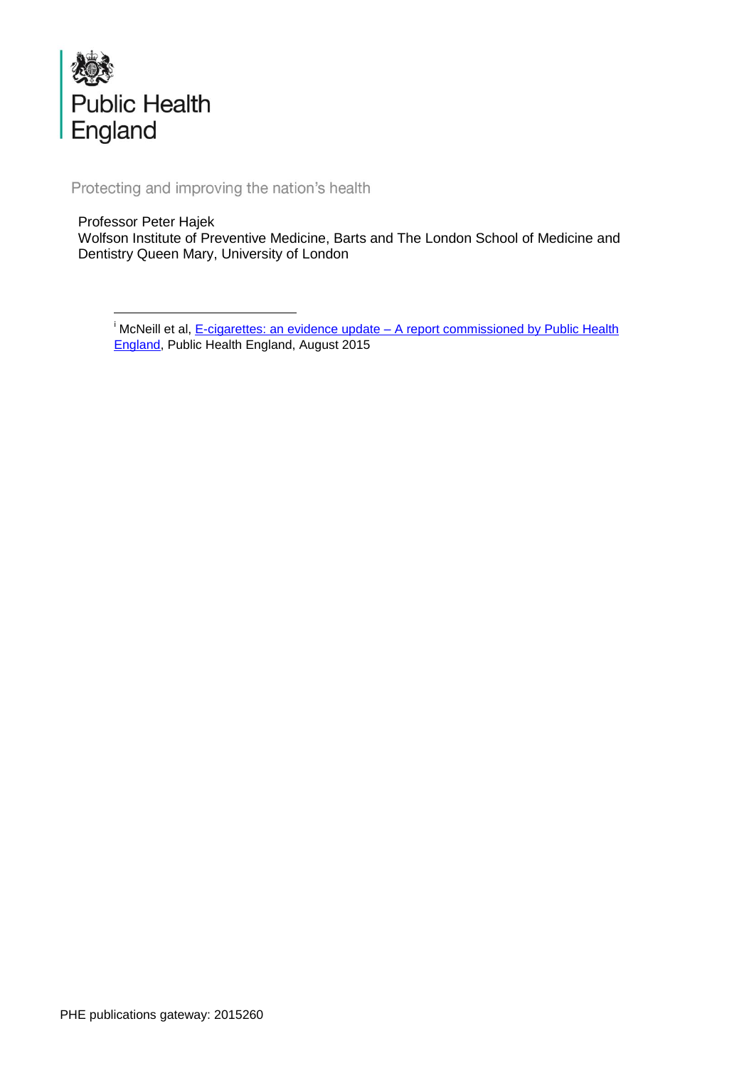Public Health England

Protecting and improving the nation's health

Professor Peter Hajek
Wolfson Institute of Preventive Medicine, Barts and The London School of Medicine and Dentistry Queen Mary, University of London

---

[i] McNeill et al, E-cigarettes: an evidence update – A report commissioned by Public Health England, Public Health England, August 2015

PHE publications gateway: 2015260